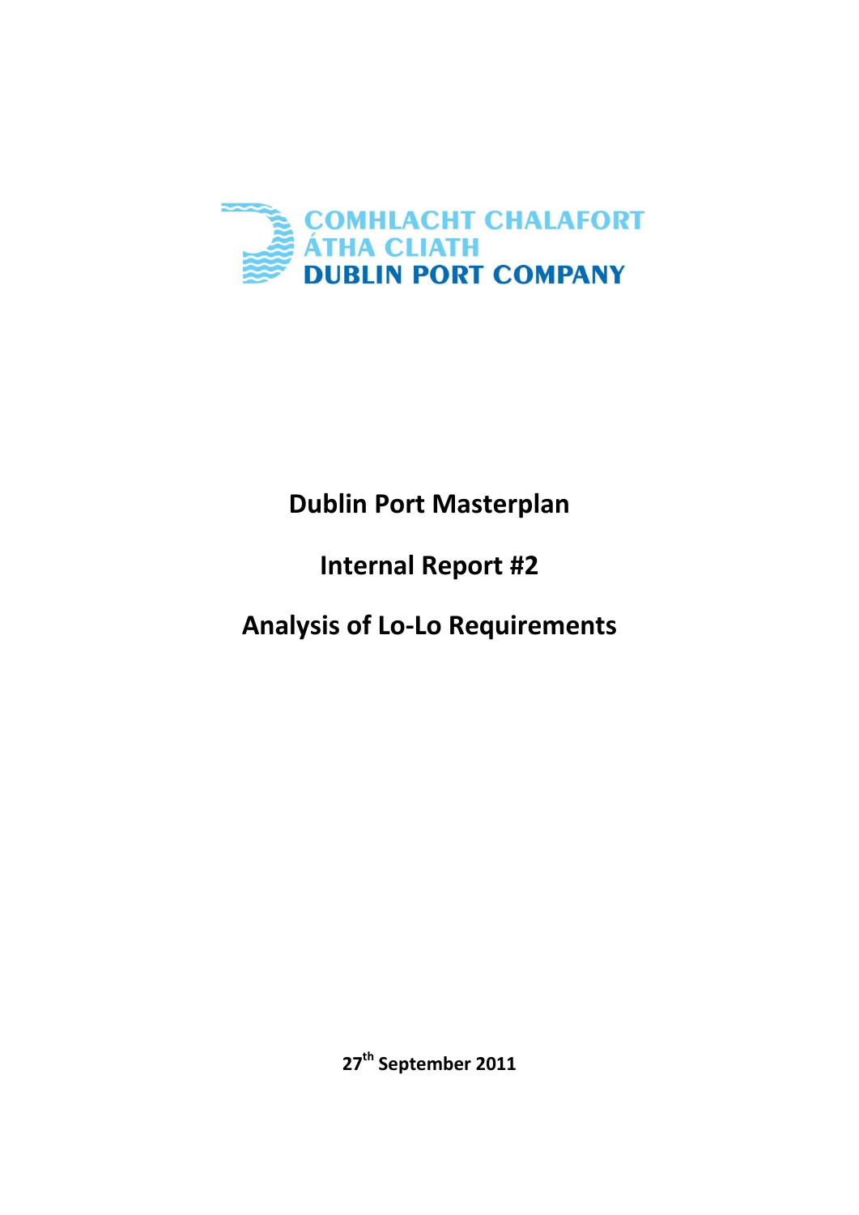COMHLACHT CHALAFORT ÁTHA CLIATH
DUBLIN PORT COMPANY

# Dublin Port Masterplan

# Internal Report #2

# Analysis of Lo-Lo Requirements

**27th September 2011**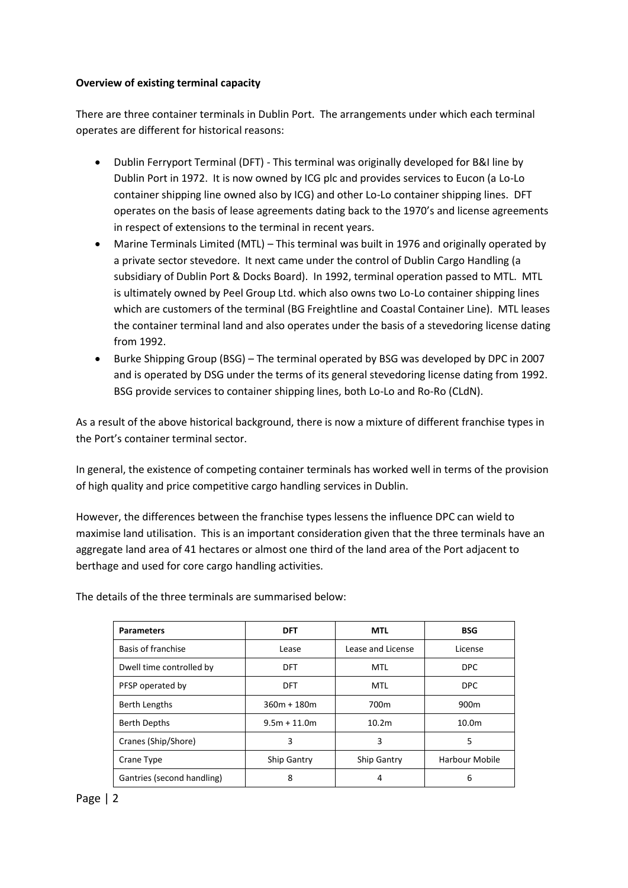**Overview of existing terminal capacity**

There are three container terminals in Dublin Port. The arrangements under which each terminal operates are different for historical reasons:

- Dublin Ferryport Terminal (DFT) - This terminal was originally developed for B&I line by Dublin Port in 1972. It is now owned by ICG plc and provides services to Eucon (a Lo-Lo container shipping line owned also by ICG) and other Lo-Lo container shipping lines. DFT operates on the basis of lease agreements dating back to the 1970's and license agreements in respect of extensions to the terminal in recent years.
- Marine Terminals Limited (MTL) – This terminal was built in 1976 and originally operated by a private sector stevedore. It next came under the control of Dublin Cargo Handling (a subsidiary of Dublin Port & Docks Board). In 1992, terminal operation passed to MTL. MTL is ultimately owned by Peel Group Ltd. which also owns two Lo-Lo container shipping lines which are customers of the terminal (BG Freightline and Coastal Container Line). MTL leases the container terminal land and also operates under the basis of a stevedoring license dating from 1992.
- Burke Shipping Group (BSG) – The terminal operated by BSG was developed by DPC in 2007 and is operated by DSG under the terms of its general stevedoring license dating from 1992. BSG provide services to container shipping lines, both Lo-Lo and Ro-Ro (CLdN).

As a result of the above historical background, there is now a mixture of different franchise types in the Port's container terminal sector.

In general, the existence of competing container terminals has worked well in terms of the provision of high quality and price competitive cargo handling services in Dublin.

However, the differences between the franchise types lessens the influence DPC can wield to maximise land utilisation. This is an important consideration given that the three terminals have an aggregate land area of 41 hectares or almost one third of the land area of the Port adjacent to berthage and used for core cargo handling activities.

The details of the three terminals are summarised below:

| Parameters | DFT | MTL | BSG |
|---|---|---|---|
| Basis of franchise | Lease | Lease and License | License |
| Dwell time controlled by | DFT | MTL | DPC |
| PFSP operated by | DFT | MTL | DPC |
| Berth Lengths | 360m + 180m | 700m | 900m |
| Berth Depths | 9.5m + 11.0m | 10.2m | 10.0m |
| Cranes (Ship/Shore) | 3 | 3 | 5 |
| Crane Type | Ship Gantry | Ship Gantry | Harbour Mobile |
| Gantries (second handling) | 8 | 4 | 6 |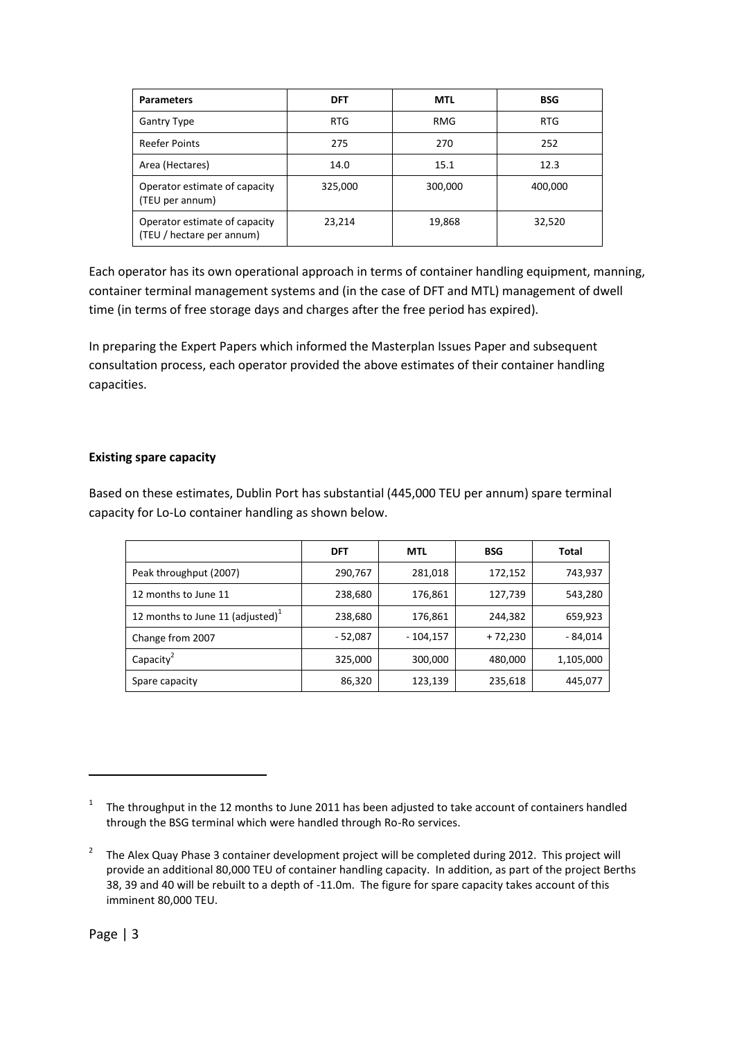| Parameters | DFT | MTL | BSG |
| --- | --- | --- | --- |
| Gantry Type | RTG | RMG | RTG |
| Reefer Points | 275 | 270 | 252 |
| Area (Hectares) | 14.0 | 15.1 | 12.3 |
| Operator estimate of capacity (TEU per annum) | 325,000 | 300,000 | 400,000 |
| Operator estimate of capacity (TEU / hectare per annum) | 23,214 | 19,868 | 32,520 |

Each operator has its own operational approach in terms of container handling equipment, manning, container terminal management systems and (in the case of DFT and MTL) management of dwell time (in terms of free storage days and charges after the free period has expired).

In preparing the Expert Papers which informed the Masterplan Issues Paper and subsequent consultation process, each operator provided the above estimates of their container handling capacities.

**Existing spare capacity**

Based on these estimates, Dublin Port has substantial (445,000 TEU per annum) spare terminal capacity for Lo-Lo container handling as shown below.

| | DFT | MTL | BSG | Total |
| --- | --- | --- | --- | --- |
| Peak throughput (2007) | 290,767 | 281,018 | 172,152 | 743,937 |
| 12 months to June 11 | 238,680 | 176,861 | 127,739 | 543,280 |
| 12 months to June 11 (adjusted)[1] | 238,680 | 176,861 | 244,382 | 659,923 |
| Change from 2007 | - 52,087 | - 104,157 | + 72,230 | - 84,014 |
| Capacity[2] | 325,000 | 300,000 | 480,000 | 1,105,000 |
| Spare capacity | 86,320 | 123,139 | 235,618 | 445,077 |

---

[1] The throughput in the 12 months to June 2011 has been adjusted to take account of containers handled through the BSG terminal which were handled through Ro-Ro services.

[2] The Alex Quay Phase 3 container development project will be completed during 2012. This project will provide an additional 80,000 TEU of container handling capacity. In addition, as part of the project Berths 38, 39 and 40 will be rebuilt to a depth of -11.0m. The figure for spare capacity takes account of this imminent 80,000 TEU.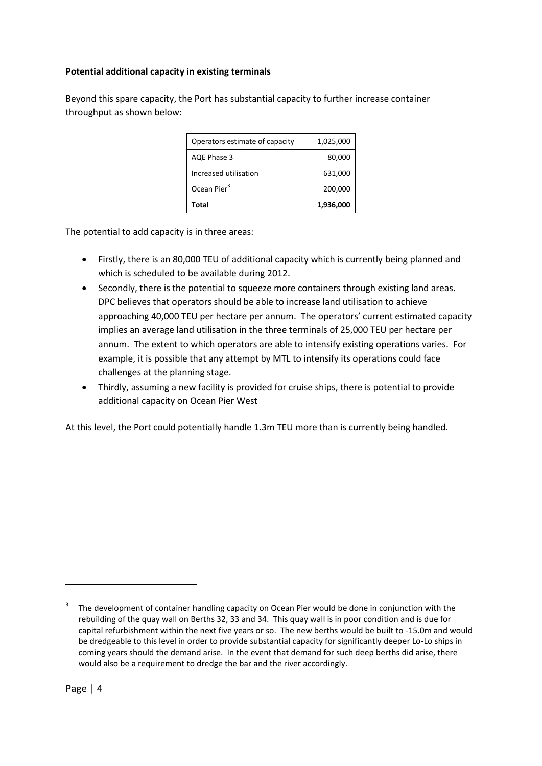**Potential additional capacity in existing terminals**

Beyond this spare capacity, the Port has substantial capacity to further increase container throughput as shown below:

| | |
|---|---:|
| Operators estimate of capacity | 1,025,000 |
| AQE Phase 3 | 80,000 |
| Increased utilisation | 631,000 |
| Ocean Pier[3] | 200,000 |
| **Total** | **1,936,000** |

The potential to add capacity is in three areas:

- Firstly, there is an 80,000 TEU of additional capacity which is currently being planned and which is scheduled to be available during 2012.
- Secondly, there is the potential to squeeze more containers through existing land areas. DPC believes that operators should be able to increase land utilisation to achieve approaching 40,000 TEU per hectare per annum. The operators' current estimated capacity implies an average land utilisation in the three terminals of 25,000 TEU per hectare per annum. The extent to which operators are able to intensify existing operations varies. For example, it is possible that any attempt by MTL to intensify its operations could face challenges at the planning stage.
- Thirdly, assuming a new facility is provided for cruise ships, there is potential to provide additional capacity on Ocean Pier West

At this level, the Port could potentially handle 1.3m TEU more than is currently being handled.

[3] The development of container handling capacity on Ocean Pier would be done in conjunction with the rebuilding of the quay wall on Berths 32, 33 and 34. This quay wall is in poor condition and is due for capital refurbishment within the next five years or so. The new berths would be built to -15.0m and would be dredgeable to this level in order to provide substantial capacity for significantly deeper Lo-Lo ships in coming years should the demand arise. In the event that demand for such deep berths did arise, there would also be a requirement to dredge the bar and the river accordingly.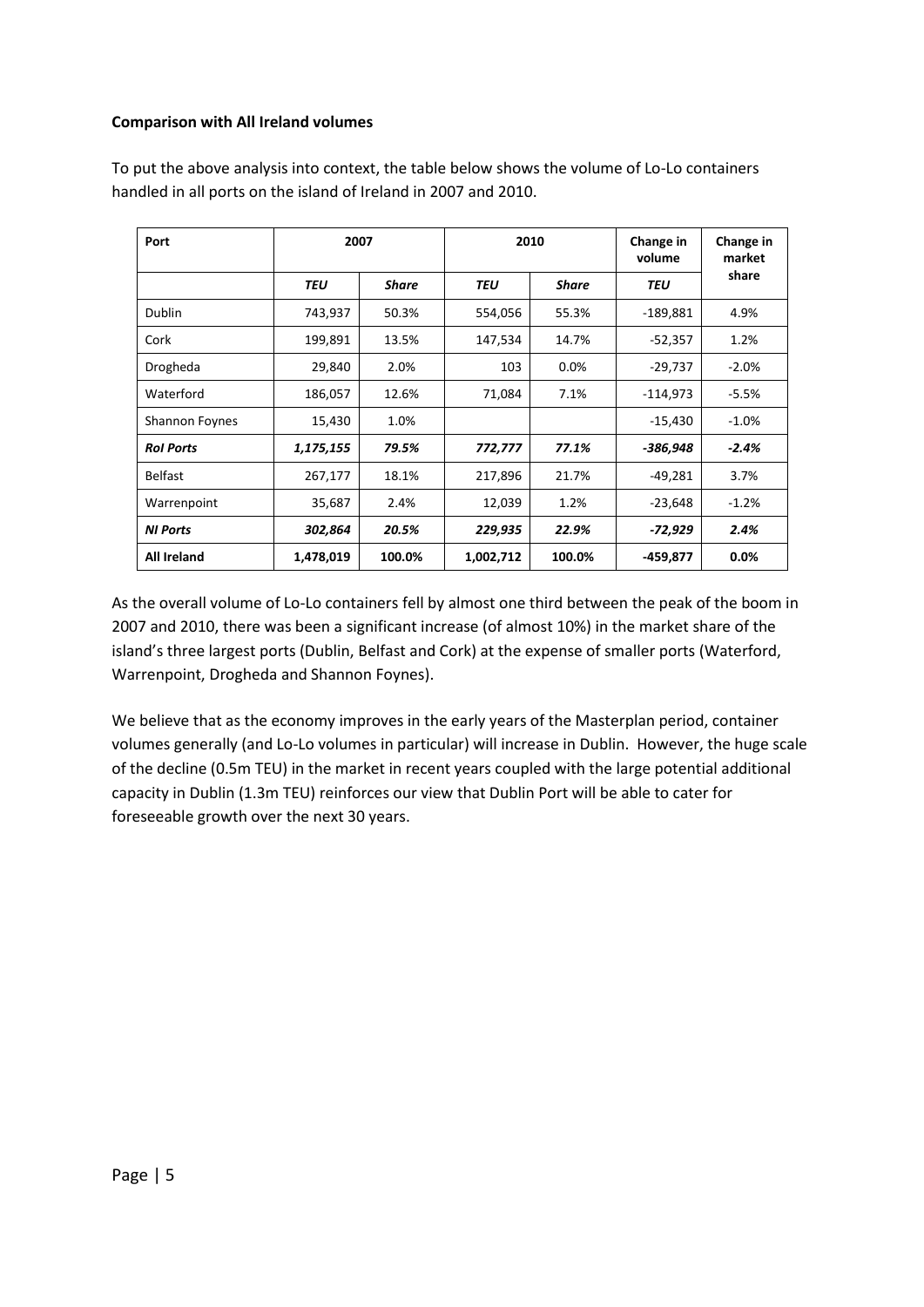**Comparison with All Ireland volumes**

To put the above analysis into context, the table below shows the volume of Lo-Lo containers handled in all ports on the island of Ireland in 2007 and 2010.

| Port | 2007 | | 2010 | | Change in volume | Change in market share |
|---|---|---|---|---|---|---|
| | *TEU* | *Share* | *TEU* | *Share* | *TEU* | |
| Dublin | 743,937 | 50.3% | 554,056 | 55.3% | -189,881 | 4.9% |
| Cork | 199,891 | 13.5% | 147,534 | 14.7% | -52,357 | 1.2% |
| Drogheda | 29,840 | 2.0% | 103 | 0.0% | -29,737 | -2.0% |
| Waterford | 186,057 | 12.6% | 71,084 | 7.1% | -114,973 | -5.5% |
| Shannon Foynes | 15,430 | 1.0% | | | -15,430 | -1.0% |
| ***RoI Ports*** | ***1,175,155*** | ***79.5%*** | ***772,777*** | ***77.1%*** | ***-386,948*** | ***-2.4%*** |
| Belfast | 267,177 | 18.1% | 217,896 | 21.7% | -49,281 | 3.7% |
| Warrenpoint | 35,687 | 2.4% | 12,039 | 1.2% | -23,648 | -1.2% |
| ***NI Ports*** | ***302,864*** | ***20.5%*** | ***229,935*** | ***22.9%*** | ***-72,929*** | ***2.4%*** |
| **All Ireland** | **1,478,019** | **100.0%** | **1,002,712** | **100.0%** | **-459,877** | **0.0%** |

As the overall volume of Lo-Lo containers fell by almost one third between the peak of the boom in 2007 and 2010, there was been a significant increase (of almost 10%) in the market share of the island's three largest ports (Dublin, Belfast and Cork) at the expense of smaller ports (Waterford, Warrenpoint, Drogheda and Shannon Foynes).

We believe that as the economy improves in the early years of the Masterplan period, container volumes generally (and Lo-Lo volumes in particular) will increase in Dublin. However, the huge scale of the decline (0.5m TEU) in the market in recent years coupled with the large potential additional capacity in Dublin (1.3m TEU) reinforces our view that Dublin Port will be able to cater for foreseeable growth over the next 30 years.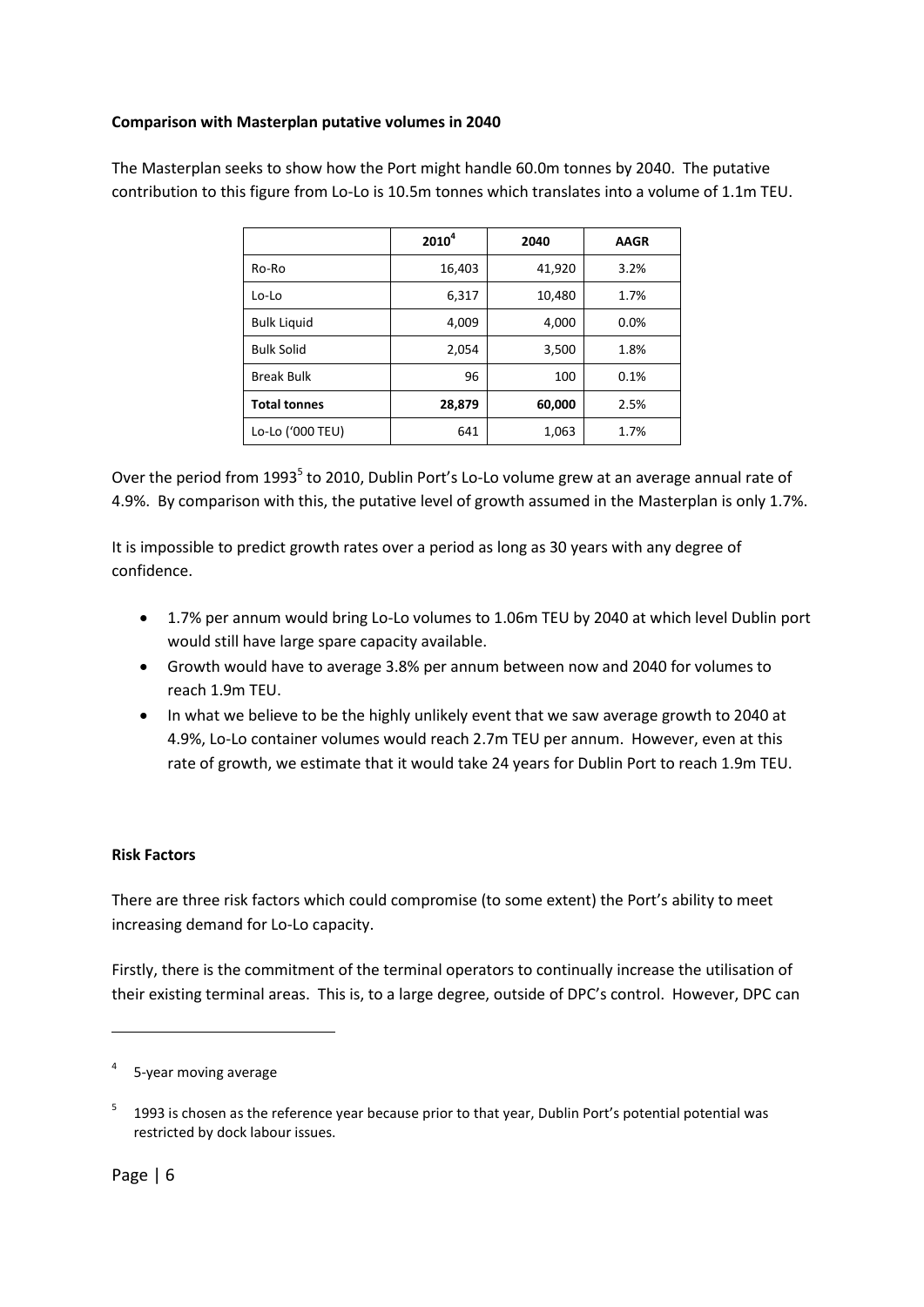**Comparison with Masterplan putative volumes in 2040**

The Masterplan seeks to show how the Port might handle 60.0m tonnes by 2040. The putative contribution to this figure from Lo-Lo is 10.5m tonnes which translates into a volume of 1.1m TEU.

| | 2010[4] | 2040 | AAGR |
|---|---|---|---|
| Ro-Ro | 16,403 | 41,920 | 3.2% |
| Lo-Lo | 6,317 | 10,480 | 1.7% |
| Bulk Liquid | 4,009 | 4,000 | 0.0% |
| Bulk Solid | 2,054 | 3,500 | 1.8% |
| Break Bulk | 96 | 100 | 0.1% |
| **Total tonnes** | **28,879** | **60,000** | **2.5%** |
| Lo-Lo ('000 TEU) | 641 | 1,063 | 1.7% |

Over the period from 1993[5] to 2010, Dublin Port's Lo-Lo volume grew at an average annual rate of 4.9%. By comparison with this, the putative level of growth assumed in the Masterplan is only 1.7%.

It is impossible to predict growth rates over a period as long as 30 years with any degree of confidence.

- 1.7% per annum would bring Lo-Lo volumes to 1.06m TEU by 2040 at which level Dublin port would still have large spare capacity available.
- Growth would have to average 3.8% per annum between now and 2040 for volumes to reach 1.9m TEU.
- In what we believe to be the highly unlikely event that we saw average growth to 2040 at 4.9%, Lo-Lo container volumes would reach 2.7m TEU per annum. However, even at this rate of growth, we estimate that it would take 24 years for Dublin Port to reach 1.9m TEU.

**Risk Factors**

There are three risk factors which could compromise (to some extent) the Port's ability to meet increasing demand for Lo-Lo capacity.

Firstly, there is the commitment of the terminal operators to continually increase the utilisation of their existing terminal areas. This is, to a large degree, outside of DPC's control. However, DPC can

[4] 5-year moving average

[5] 1993 is chosen as the reference year because prior to that year, Dublin Port's potential potential was restricted by dock labour issues.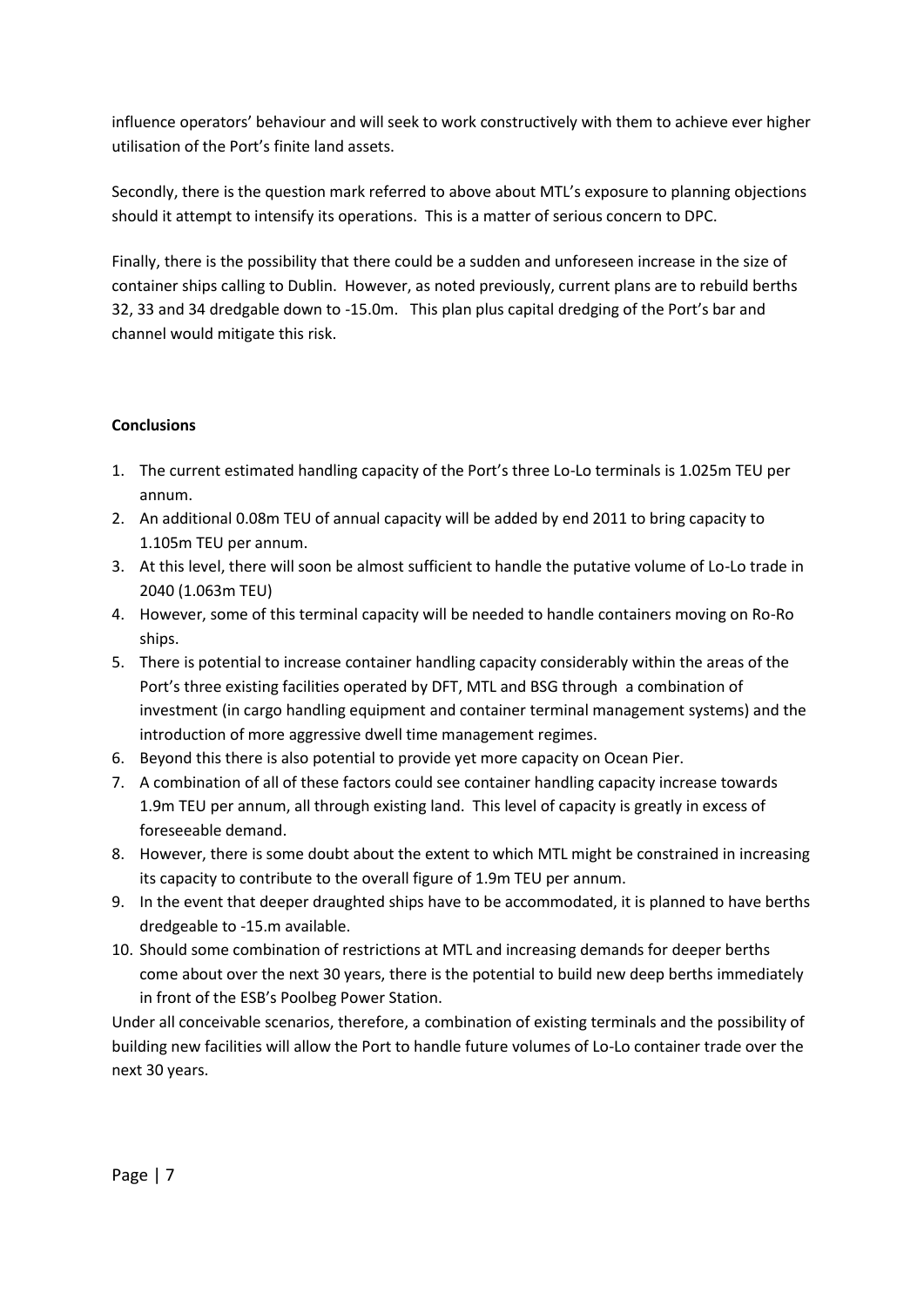influence operators' behaviour and will seek to work constructively with them to achieve ever higher utilisation of the Port's finite land assets.

Secondly, there is the question mark referred to above about MTL's exposure to planning objections should it attempt to intensify its operations. This is a matter of serious concern to DPC.

Finally, there is the possibility that there could be a sudden and unforeseen increase in the size of container ships calling to Dublin. However, as noted previously, current plans are to rebuild berths 32, 33 and 34 dredgable down to -15.0m. This plan plus capital dredging of the Port's bar and channel would mitigate this risk.

**Conclusions**

1. The current estimated handling capacity of the Port's three Lo-Lo terminals is 1.025m TEU per annum.
2. An additional 0.08m TEU of annual capacity will be added by end 2011 to bring capacity to 1.105m TEU per annum.
3. At this level, there will soon be almost sufficient to handle the putative volume of Lo-Lo trade in 2040 (1.063m TEU)
4. However, some of this terminal capacity will be needed to handle containers moving on Ro-Ro ships.
5. There is potential to increase container handling capacity considerably within the areas of the Port's three existing facilities operated by DFT, MTL and BSG through a combination of investment (in cargo handling equipment and container terminal management systems) and the introduction of more aggressive dwell time management regimes.
6. Beyond this there is also potential to provide yet more capacity on Ocean Pier.
7. A combination of all of these factors could see container handling capacity increase towards 1.9m TEU per annum, all through existing land. This level of capacity is greatly in excess of foreseeable demand.
8. However, there is some doubt about the extent to which MTL might be constrained in increasing its capacity to contribute to the overall figure of 1.9m TEU per annum.
9. In the event that deeper draughted ships have to be accommodated, it is planned to have berths dredgeable to -15.m available.
10. Should some combination of restrictions at MTL and increasing demands for deeper berths come about over the next 30 years, there is the potential to build new deep berths immediately in front of the ESB's Poolbeg Power Station.

Under all conceivable scenarios, therefore, a combination of existing terminals and the possibility of building new facilities will allow the Port to handle future volumes of Lo-Lo container trade over the next 30 years.